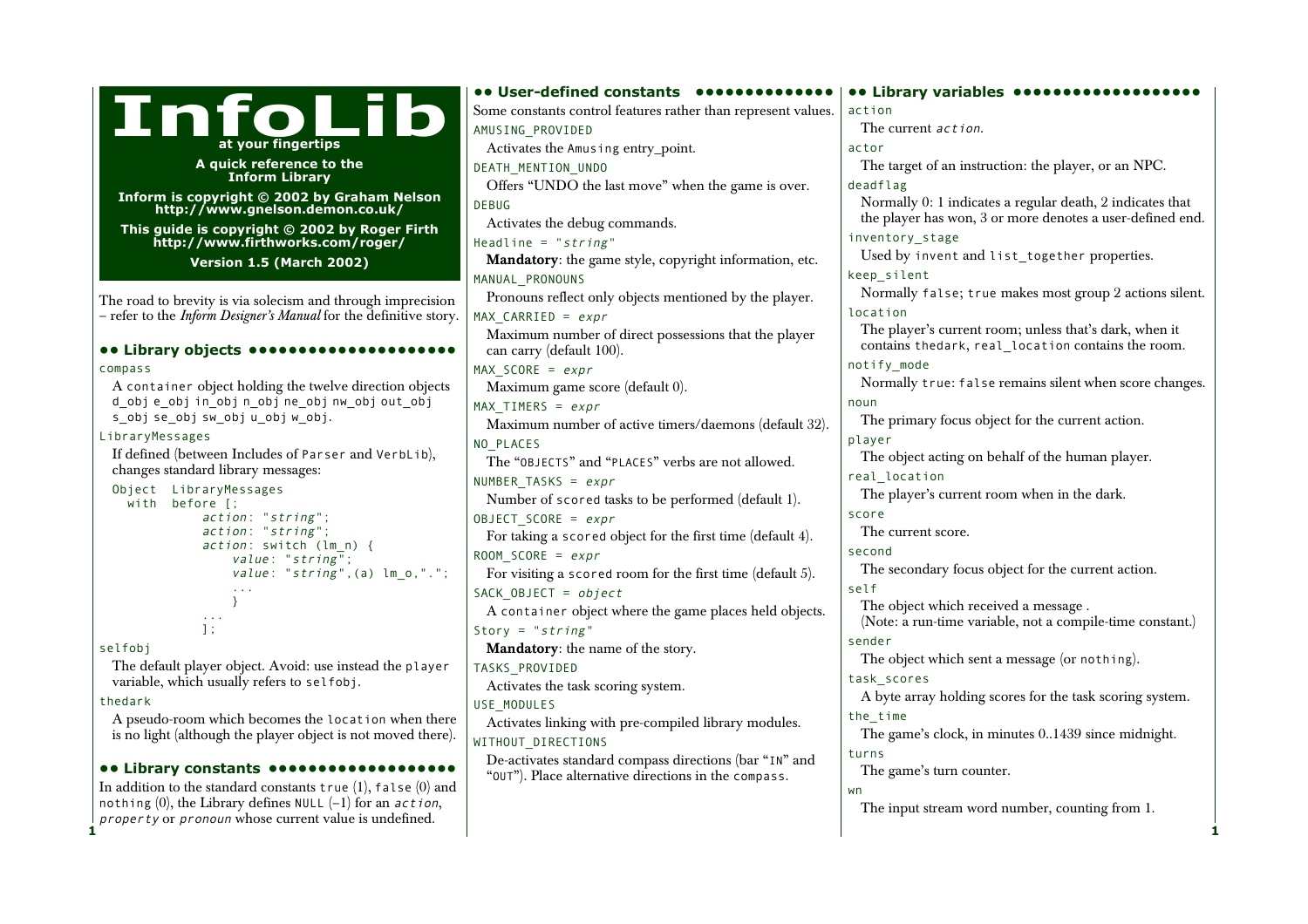# InfoLib

**at your fingertips**

**A quick reference to the Inform Library**

**Inform is copyright © 2002 by Graham Nelson**
**http://www.gnelson.demon.co.uk/**

**This guide is copyright © 2002 by Roger Firth**
**http://www.firthworks.com/roger/**

**Version 1.5 (March 2002)**

The road to brevity is via solecism and through imprecision – refer to the *Inform Designer's Manual* for the definitive story.

## •• Library objects

`compass`
: A `container` object holding the twelve direction objects `d_obj e_obj in_obj n_obj ne_obj nw_obj out_obj s_obj se_obj sw_obj u_obj w_obj`.

`LibraryMessages`
: If defined (between Includes of `Parser` and `VerbLib`), changes standard library messages:

```
Object  LibraryMessages
  with  before [;
          action: "string";
          action: "string";
          action: switch (lm_n) {
              value: "string";
              value: "string",(a) lm_o,".";
              ...
              }
          ...
          ];
```

`selfobj`
: The default player object. Avoid: use instead the `player` variable, which usually refers to `selfobj`.

`thedark`
: A pseudo-room which becomes the `location` when there is no light (although the player object is not moved there).

## •• Library constants

In addition to the standard constants `true` (1), `false` (0) and `nothing` (0), the Library defines `NULL` (–1) for an *`action`*, *`property`* or *`pronoun`* whose current value is undefined.

## •• User-defined constants

Some constants control features rather than represent values.

`AMUSING_PROVIDED`
: Activates the `Amusing` entry_point.

`DEATH_MENTION_UNDO`
: Offers "UNDO the last move" when the game is over.

`DEBUG`
: Activates the debug commands.

`Headline = "string"`
: **Mandatory**: the game style, copyright information, etc.

`MANUAL_PRONOUNS`
: Pronouns reflect only objects mentioned by the player.

`MAX_CARRIED = expr`
: Maximum number of direct possessions that the player can carry (default 100).

`MAX_SCORE = expr`
: Maximum game score (default 0).

`MAX_TIMERS = expr`
: Maximum number of active timers/daemons (default 32).

`NO_PLACES`
: The "`OBJECTS`" and "`PLACES`" verbs are not allowed.

`NUMBER_TASKS = expr`
: Number of `scored` tasks to be performed (default 1).

`OBJECT_SCORE = expr`
: For taking a `scored` object for the first time (default 4).

`ROOM_SCORE = expr`
: For visiting a `scored` room for the first time (default 5).

`SACK_OBJECT = object`
: A `container` object where the game places held objects.

`Story = "string"`
: **Mandatory**: the name of the story.

`TASKS_PROVIDED`
: Activates the task scoring system.

`USE_MODULES`
: Activates linking with pre-compiled library modules.

`WITHOUT_DIRECTIONS`
: De-activates standard compass directions (bar "`IN`" and "`OUT`"). Place alternative directions in the `compass`.

## •• Library variables

`action`
: The current *`action`*.

`actor`
: The target of an instruction: the player, or an NPC.

`deadflag`
: Normally 0: 1 indicates a regular death, 2 indicates that the player has won, 3 or more denotes a user-defined end.

`inventory_stage`
: Used by `invent` and `list_together` properties.

`keep_silent`
: Normally `false`; `true` makes most group 2 actions silent.

`location`
: The player's current room; unless that's dark, when it contains `thedark`, `real_location` contains the room.

`notify_mode`
: Normally `true`: `false` remains silent when score changes.

`noun`
: The primary focus object for the current action.

`player`
: The object acting on behalf of the human player.

`real_location`
: The player's current room when in the dark.

`score`
: The current score.

`second`
: The secondary focus object for the current action.

`self`
: The object which received a message .
(Note: a run-time variable, not a compile-time constant.)

`sender`
: The object which sent a message (or `nothing`).

`task_scores`
: A byte array holding scores for the task scoring system.

`the_time`
: The game's clock, in minutes 0..1439 since midnight.

`turns`
: The game's turn counter.

`wn`
: The input stream word number, counting from 1.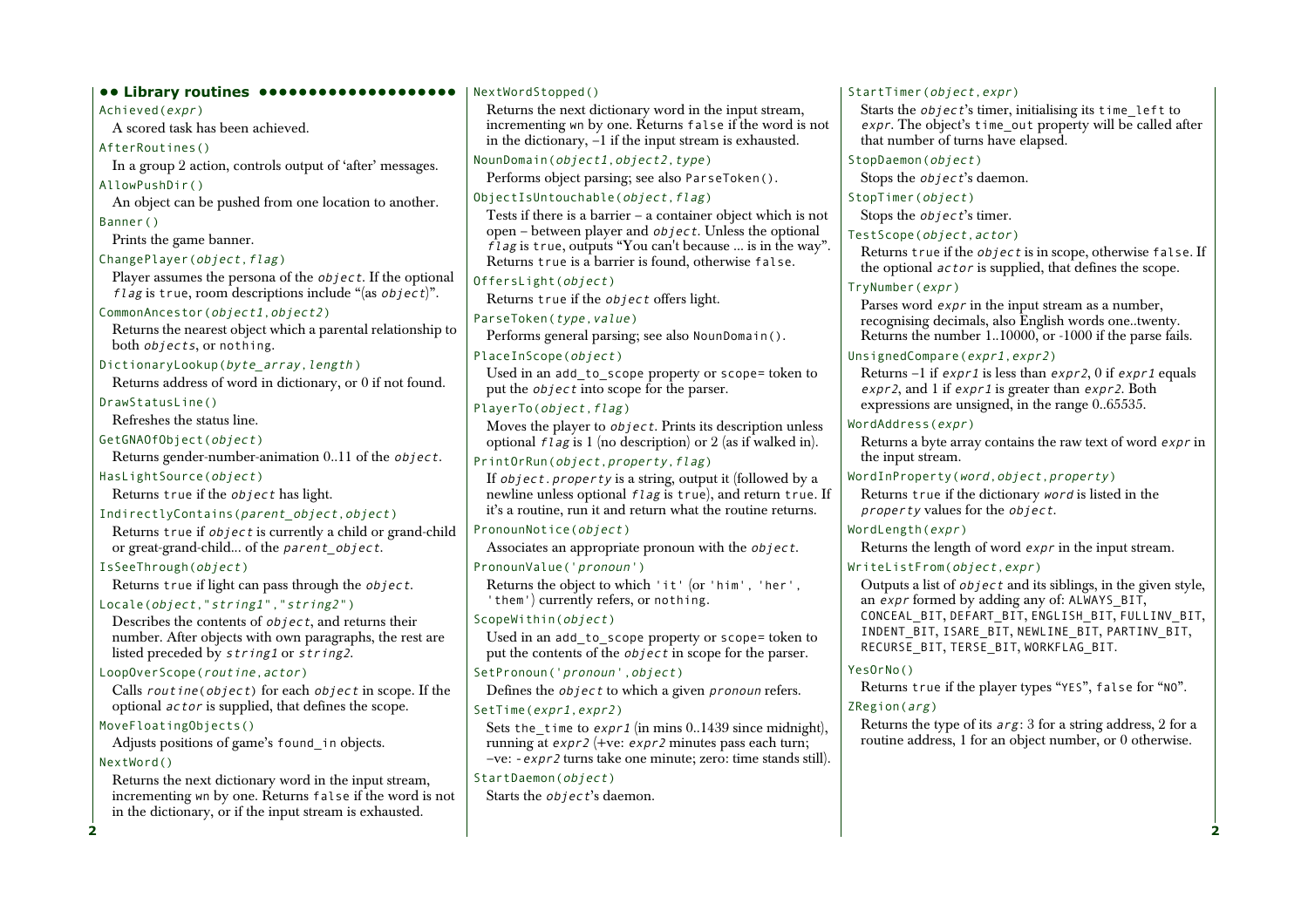## Library routines

`Achieved(expr)`
A scored task has been achieved.

`AfterRoutines()`
In a group 2 action, controls output of 'after' messages.

`AllowPushDir()`
An object can be pushed from one location to another.

`Banner()`
Prints the game banner.

`ChangePlayer(object,flag)`
Player assumes the persona of the *object*. If the optional *flag* is `true`, room descriptions include "(as *object*)".

`CommonAncestor(object1,object2)`
Returns the nearest object which a parental relationship to both *objects*, or `nothing`.

`DictionaryLookup(byte_array,length)`
Returns address of word in dictionary, or 0 if not found.

`DrawStatusLine()`
Refreshes the status line.

`GetGNAOfObject(object)`
Returns gender-number-animation 0..11 of the *object*.

`HasLightSource(object)`
Returns `true` if the *object* has light.

`IndirectlyContains(parent_object,object)`
Returns `true` if *object* is currently a child or grand-child or great-grand-child... of the *parent_object*.

`IsSeeThrough(object)`
Returns `true` if light can pass through the *object*.

`Locale(object,"string1","string2")`
Describes the contents of *object*, and returns their number. After objects with own paragraphs, the rest are listed preceded by *string1* or *string2*.

`LoopOverScope(routine,actor)`
Calls *routine*(*object*) for each *object* in scope. If the optional *actor* is supplied, that defines the scope.

`MoveFloatingObjects()`
Adjusts positions of game's `found_in` objects.

`NextWord()`
Returns the next dictionary word in the input stream, incrementing `wn` by one. Returns `false` if the word is not in the dictionary, or if the input stream is exhausted.

`NextWordStopped()`
Returns the next dictionary word in the input stream, incrementing `wn` by one. Returns `false` if the word is not in the dictionary, –1 if the input stream is exhausted.

`NounDomain(object1,object2,type)`
Performs object parsing; see also `ParseToken()`.

`ObjectIsUntouchable(object,flag)`
Tests if there is a barrier – a container object which is not open – between player and *object*. Unless the optional *flag* is `true`, outputs "You can't because ... is in the way". Returns `true` is a barrier is found, otherwise `false`.

`OffersLight(object)`
Returns `true` if the *object* offers light.

`ParseToken(type,value)`
Performs general parsing; see also `NounDomain()`.

`PlaceInScope(object)`
Used in an `add_to_scope` property or `scope=` token to put the *object* into scope for the parser.

`PlayerTo(object,flag)`
Moves the player to *object*. Prints its description unless optional *flag* is 1 (no description) or 2 (as if walked in).

`PrintOrRun(object,property,flag)`
If *object.property* is a string, output it (followed by a newline unless optional *flag* is `true`), and return `true`. If it's a routine, run it and return what the routine returns.

`PronounNotice(object)`
Associates an appropriate pronoun with the *object*.

`PronounValue('pronoun')`
Returns the object to which `'it'` (or `'him'`, `'her'`, `'them'`) currently refers, or `nothing`.

`ScopeWithin(object)`
Used in an `add_to_scope` property or `scope=` token to put the contents of the *object* in scope for the parser.

`SetPronoun('pronoun',object)`
Defines the *object* to which a given *pronoun* refers.

`SetTime(expr1,expr2)`
Sets `the_time` to *expr1* (in mins 0..1439 since midnight), running at *expr2* (+ve: *expr2* minutes pass each turn; –ve: *-expr2* turns take one minute; zero: time stands still).

`StartDaemon(object)`
Starts the *object*'s daemon.

`StartTimer(object,expr)`
Starts the *object*'s timer, initialising its `time_left` to *expr*. The object's `time_out` property will be called after that number of turns have elapsed.

`StopDaemon(object)`
Stops the *object*'s daemon.

`StopTimer(object)`
Stops the *object*'s timer.

`TestScope(object,actor)`
Returns `true` if the *object* is in scope, otherwise `false`. If the optional *actor* is supplied, that defines the scope.

`TryNumber(expr)`
Parses word *expr* in the input stream as a number, recognising decimals, also English words one..twenty. Returns the number 1..10000, or -1000 if the parse fails.

`UnsignedCompare(expr1,expr2)`
Returns –1 if *expr1* is less than *expr2*, 0 if *expr1* equals *expr2*, and 1 if *expr1* is greater than *expr2*. Both expressions are unsigned, in the range 0..65535.

`WordAddress(expr)`
Returns a byte array contains the raw text of word *expr* in the input stream.

`WordInProperty(word,object,property)`
Returns `true` if the dictionary *word* is listed in the *property* values for the *object*.

`WordLength(expr)`
Returns the length of word *expr* in the input stream.

`WriteListFrom(object,expr)`
Outputs a list of *object* and its siblings, in the given style, an *expr* formed by adding any of: `ALWAYS_BIT`, `CONCEAL_BIT`, `DEFART_BIT`, `ENGLISH_BIT`, `FULLINV_BIT`, `INDENT_BIT`, `ISARE_BIT`, `NEWLINE_BIT`, `PARTINV_BIT`, `RECURSE_BIT`, `TERSE_BIT`, `WORKFLAG_BIT`.

`YesOrNo()`
Returns `true` if the player types "`YES`", `false` for "`NO`".

`ZRegion(arg)`
Returns the type of its *arg*: 3 for a string address, 2 for a routine address, 1 for an object number, or 0 otherwise.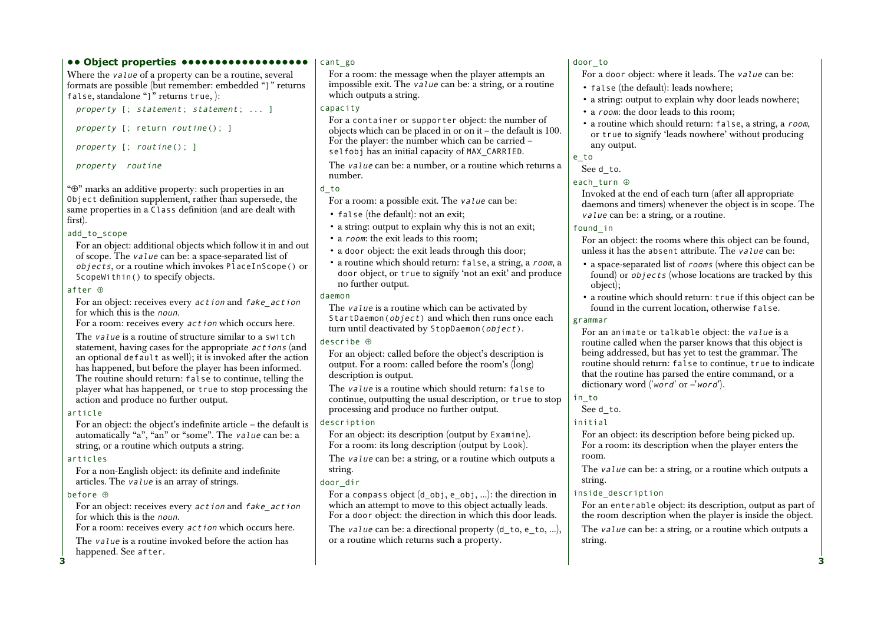## •• Object properties ••••••••••••••••••

Where the *value* of a property can be a routine, several formats are possible (but remember: embedded "]" returns `false`, standalone "]" returns `true`, ):

```
property [; statement; statement; ... ]

property [; return routine(); ]

property [; routine(); ]

property routine
```

"⊕" marks an additive property: such properties in an `Object` definition supplement, rather than supersede, the same properties in a `Class` definition (and are dealt with first).

`add_to_scope`

For an object: additional objects which follow it in and out of scope. The *value* can be: a space-separated list of *objects*, or a routine which invokes `PlaceInScope()` or `ScopeWithin()` to specify objects.

`after` ⊕

For an object: receives every *action* and *fake_action* for which this is the *noun*.
For a room: receives every *action* which occurs here.

The *value* is a routine of structure similar to a `switch` statement, having cases for the appropriate *actions* (and an optional `default` as well); it is invoked after the action has happened, but before the player has been informed. The routine should return: `false` to continue, telling the player what has happened, or `true` to stop processing the action and produce no further output.

`article`

For an object: the object's indefinite article – the default is automatically "a", "an" or "some". The *value* can be: a string, or a routine which outputs a string.

`articles`

For a non-English object: its definite and indefinite articles. The *value* is an array of strings.

`before` ⊕

For an object: receives every *action* and *fake_action* for which this is the *noun*.
For a room: receives every *action* which occurs here.

The *value* is a routine invoked before the action has happened. See `after`.

`cant_go`

For a room: the message when the player attempts an impossible exit. The *value* can be: a string, or a routine which outputs a string.

`capacity`

For a `container` or `supporter` object: the number of objects which can be placed in or on it – the default is 100.
For the player: the number which can be carried – `selfobj` has an initial capacity of `MAX_CARRIED`.

The *value* can be: a number, or a routine which returns a number.

`d_to`

For a room: a possible exit. The *value* can be:

- `false` (the default): not an exit;
- a string: output to explain why this is not an exit;
- a *room*: the exit leads to this room;
- a `door` object: the exit leads through this door;
- a routine which should return: `false`, a string, a *room*, a `door` object, or `true` to signify 'not an exit' and produce no further output.

`daemon`

The *value* is a routine which can be activated by `StartDaemon(object)` and which then runs once each turn until deactivated by `StopDaemon(object)`.

`describe` ⊕

For an object: called before the object's description is output. For a room: called before the room's (long) description is output.

The *value* is a routine which should return: `false` to continue, outputting the usual description, or `true` to stop processing and produce no further output.

`description`

For an object: its description (output by `Examine`).
For a room: its long description (output by `Look`).

The *value* can be: a string, or a routine which outputs a string.

`door_dir`

For a `compass` object (`d_obj`, `e_obj`, ...): the direction in which an attempt to move to this object actually leads.
For a `door` object: the direction in which this door leads.

The *value* can be: a directional property (`d_to`, `e_to`, ...), or a routine which returns such a property.

`door_to`

For a `door` object: where it leads. The *value* can be:

- `false` (the default): leads nowhere;
- a string: output to explain why door leads nowhere;
- a *room*: the door leads to this room;
- a routine which should return: `false`, a string, a *room*, or `true` to signify 'leads nowhere' without producing any output.

`e_to`

See `d_to`.

`each_turn` ⊕

Invoked at the end of each turn (after all appropriate daemons and timers) whenever the object is in scope. The *value* can be: a string, or a routine.

`found_in`

For an object: the rooms where this object can be found, unless it has the `absent` attribute. The *value* can be:

- a space-separated list of *rooms* (where this object can be found) or *objects* (whose locations are tracked by this object);
- a routine which should return: `true` if this object can be found in the current location, otherwise `false`.

`grammar`

For an `animate` or `talkable` object: the *value* is a routine called when the parser knows that this object is being addressed, but has yet to test the grammar. The routine should return: `false` to continue, `true` to indicate that the routine has parsed the entire command, or a dictionary word ('*word*' or –'*word*').

`in_to`

See `d_to`.

`initial`

For an object: its description before being picked up.
For a room: its description when the player enters the room.

The *value* can be: a string, or a routine which outputs a string.

`inside_description`

For an `enterable` object: its description, output as part of the room description when the player is inside the object.

The *value* can be: a string, or a routine which outputs a string.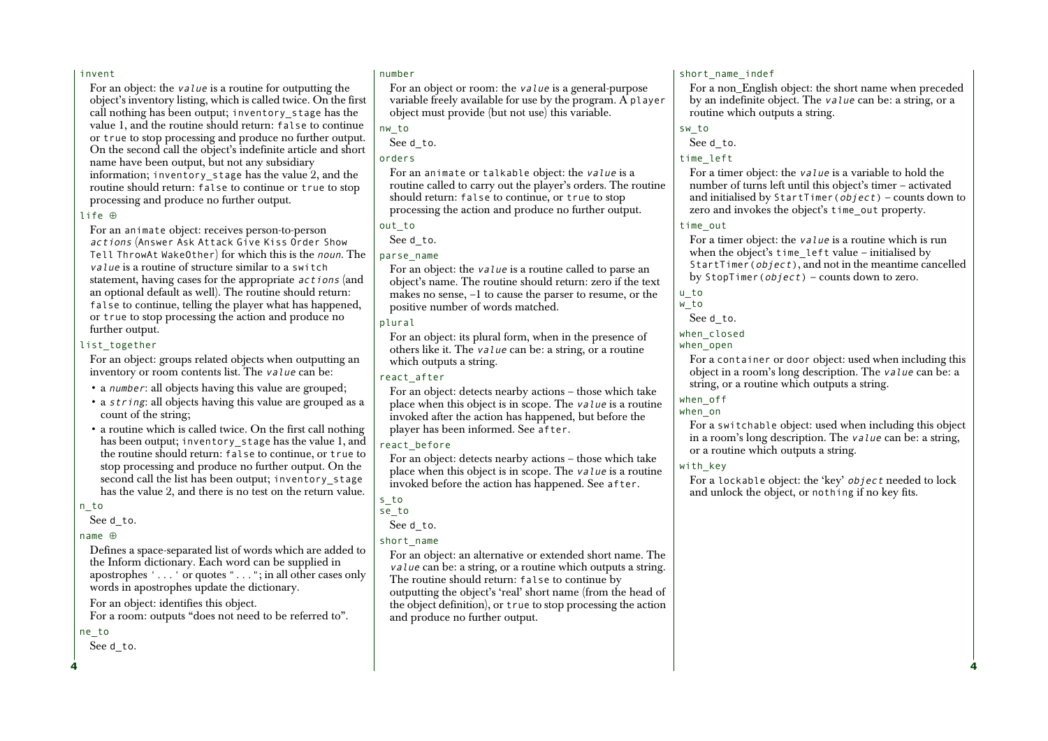`invent`

For an object: the *value* is a routine for outputting the object's inventory listing, which is called twice. On the first call nothing has been output; `inventory_stage` has the value 1, and the routine should return: `false` to continue or `true` to stop processing and produce no further output. On the second call the object's indefinite article and short name have been output, but not any subsidiary information; `inventory_stage` has the value 2, and the routine should return: `false` to continue or `true` to stop processing and produce no further output.

`life` ⊕

For an `animate` object: receives person-to-person *actions* (`Answer Ask Attack Give Kiss Order Show Tell ThrowAt WakeOther`) for which this is the *noun*. The *value* is a routine of structure similar to a `switch` statement, having cases for the appropriate *actions* (and an optional default as well). The routine should return: `false` to continue, telling the player what has happened, or `true` to stop processing the action and produce no further output.

`list_together`

For an object: groups related objects when outputting an inventory or room contents list. The *value* can be:

- a *number*: all objects having this value are grouped;
- a *string*: all objects having this value are grouped as a count of the string;
- a routine which is called twice. On the first call nothing has been output; `inventory_stage` has the value 1, and the routine should return: `false` to continue, or `true` to stop processing and produce no further output. On the second call the list has been output; `inventory_stage` has the value 2, and there is no test on the return value.

`n_to`

See `d_to`.

`name` ⊕

Defines a space-separated list of words which are added to the Inform dictionary. Each word can be supplied in apostrophes `'...'` or quotes `"..."`; in all other cases only words in apostrophes update the dictionary.

For an object: identifies this object.
For a room: outputs "does not need to be referred to".

`ne_to`

See `d_to`.

`number`

For an object or room: the *value* is a general-purpose variable freely available for use by the program. A `player` object must provide (but not use) this variable.

`nw_to`

See `d_to`.

`orders`

For an `animate` or `talkable` object: the *value* is a routine called to carry out the player's orders. The routine should return: `false` to continue, or `true` to stop processing the action and produce no further output.

`out_to`

See `d_to`.

`parse_name`

For an object: the *value* is a routine called to parse an object's name. The routine should return: zero if the text makes no sense, –1 to cause the parser to resume, or the positive number of words matched.

`plural`

For an object: its plural form, when in the presence of others like it. The *value* can be: a string, or a routine which outputs a string.

`react_after`

For an object: detects nearby actions – those which take place when this object is in scope. The *value* is a routine invoked after the action has happened, but before the player has been informed. See `after`.

`react_before`

For an object: detects nearby actions – those which take place when this object is in scope. The *value* is a routine invoked before the action has happened. See `after`.

`s_to`
`se_to`

See `d_to`.

`short_name`

For an object: an alternative or extended short name. The *value* can be: a string, or a routine which outputs a string. The routine should return: `false` to continue by outputting the object's 'real' short name (from the head of the object definition), or `true` to stop processing the action and produce no further output.

`short_name_indef`

For a non_English object: the short name when preceded by an indefinite object. The *value* can be: a string, or a routine which outputs a string.

`sw_to`

See `d_to`.

`time_left`

For a timer object: the *value* is a variable to hold the number of turns left until this object's timer – activated and initialised by `StartTimer(`*object*`)` – counts down to zero and invokes the object's `time_out` property.

`time_out`

For a timer object: the *value* is a routine which is run when the object's `time_left` value – initialised by `StartTimer(`*object*`)`, and not in the meantime cancelled by `StopTimer(`*object*`)` – counts down to zero.

`u_to`
`w_to`

See `d_to`.

`when_closed`
`when_open`

For a `container` or `door` object: used when including this object in a room's long description. The *value* can be: a string, or a routine which outputs a string.

`when_off`
`when_on`

For a `switchable` object: used when including this object in a room's long description. The *value* can be: a string, or a routine which outputs a string.

`with_key`

For a `lockable` object: the 'key' *object* needed to lock and unlock the object, or `nothing` if no key fits.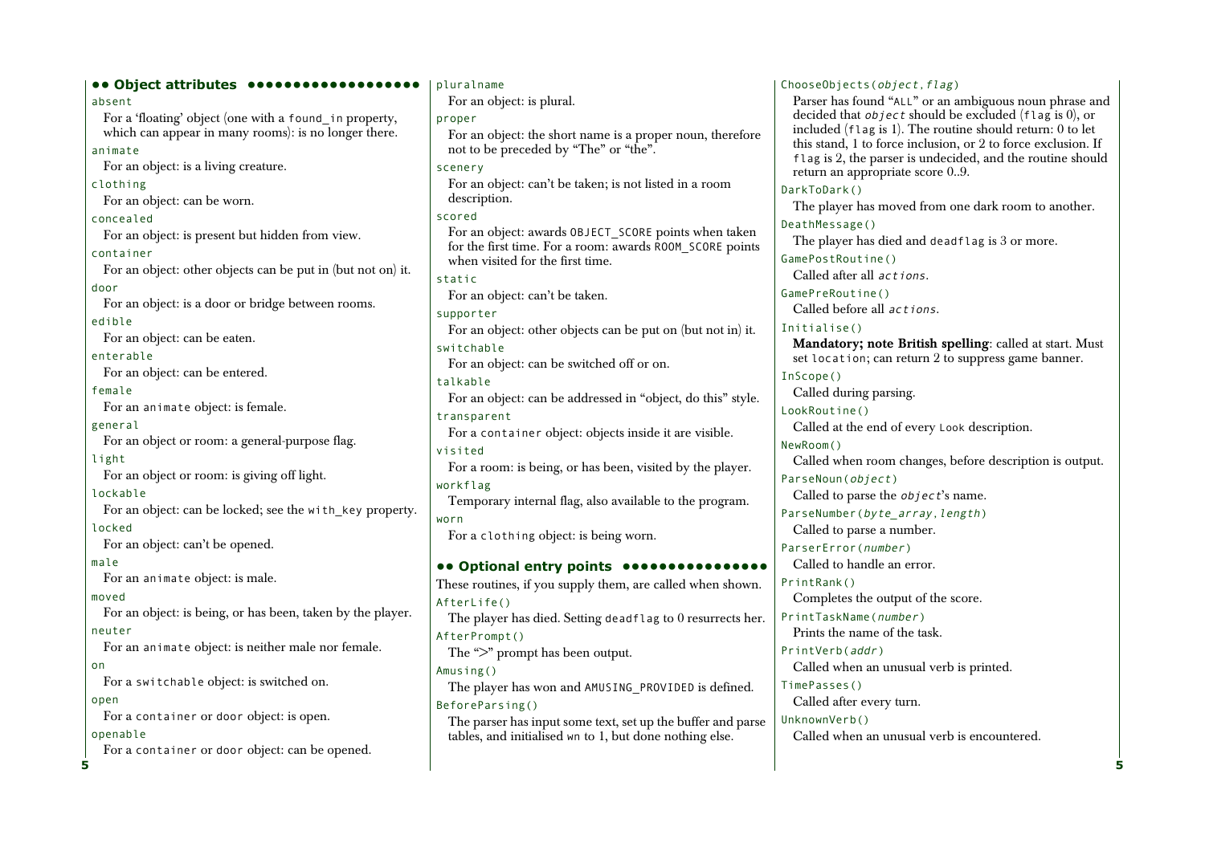## •• Object attributes

`absent`
For a 'floating' object (one with a `found_in` property, which can appear in many rooms): is no longer there.

`animate`
For an object: is a living creature.

`clothing`
For an object: can be worn.

`concealed`
For an object: is present but hidden from view.

`container`
For an object: other objects can be put in (but not on) it.

`door`
For an object: is a door or bridge between rooms.

`edible`
For an object: can be eaten.

`enterable`
For an object: can be entered.

`female`
For an `animate` object: is female.

`general`
For an object or room: a general-purpose flag.

`light`
For an object or room: is giving off light.

`lockable`
For an object: can be locked; see the `with_key` property.

`locked`
For an object: can't be opened.

`male`
For an `animate` object: is male.

`moved`
For an object: is being, or has been, taken by the player.

`neuter`
For an `animate` object: is neither male nor female.

`on`
For a `switchable` object: is switched on.

`open`
For a `container` or `door` object: is open.

`openable`
For a `container` or `door` object: can be opened.

`pluralname`
For an object: is plural.

`proper`
For an object: the short name is a proper noun, therefore not to be preceded by "The" or "the".

`scenery`
For an object: can't be taken; is not listed in a room description.

`scored`
For an object: awards `OBJECT_SCORE` points when taken for the first time. For a room: awards `ROOM_SCORE` points when visited for the first time.

`static`
For an object: can't be taken.

`supporter`
For an object: other objects can be put on (but not in) it.

`switchable`
For an object: can be switched off or on.

`talkable`
For an object: can be addressed in "object, do this" style.

`transparent`
For a `container` object: objects inside it are visible.

`visited`
For a room: is being, or has been, visited by the player.

`workflag`
Temporary internal flag, also available to the program.

`worn`
For a `clothing` object: is being worn.

## •• Optional entry points

These routines, if you supply them, are called when shown.

`AfterLife()`
The player has died. Setting `deadflag` to 0 resurrects her.

`AfterPrompt()`
The ">" prompt has been output.

`Amusing()`
The player has won and `AMUSING_PROVIDED` is defined.

`BeforeParsing()`
The parser has input some text, set up the buffer and parse tables, and initialised `wn` to 1, but done nothing else.

`ChooseObjects(`*`object`*`,`*`flag`*`)`
Parser has found "`ALL`" or an ambiguous noun phrase and decided that *`object`* should be excluded (`flag` is 0), or included (`flag` is 1). The routine should return: 0 to let this stand, 1 to force inclusion, or 2 to force exclusion. If `flag` is 2, the parser is undecided, and the routine should return an appropriate score 0..9.

`DarkToDark()`
The player has moved from one dark room to another.

`DeathMessage()`
The player has died and `deadflag` is 3 or more.

`GamePostRoutine()`
Called after all *`actions`*.

`GamePreRoutine()`
Called before all *`actions`*.

`Initialise()`
**Mandatory; note British spelling**: called at start. Must set `location`; can return 2 to suppress game banner.

`InScope()`
Called during parsing.

`LookRoutine()`
Called at the end of every `Look` description.

`NewRoom()`
Called when room changes, before description is output.

`ParseNoun(`*`object`*`)`
Called to parse the *`object`*'s name.

`ParseNumber(`*`byte_array`*`,`*`length`*`)`
Called to parse a number.

`ParserError(`*`number`*`)`
Called to handle an error.

`PrintRank()`
Completes the output of the score.

`PrintTaskName(`*`number`*`)`
Prints the name of the task.

`PrintVerb(`*`addr`*`)`
Called when an unusual verb is printed.

`TimePasses()`
Called after every turn.

`UnknownVerb()`
Called when an unusual verb is encountered.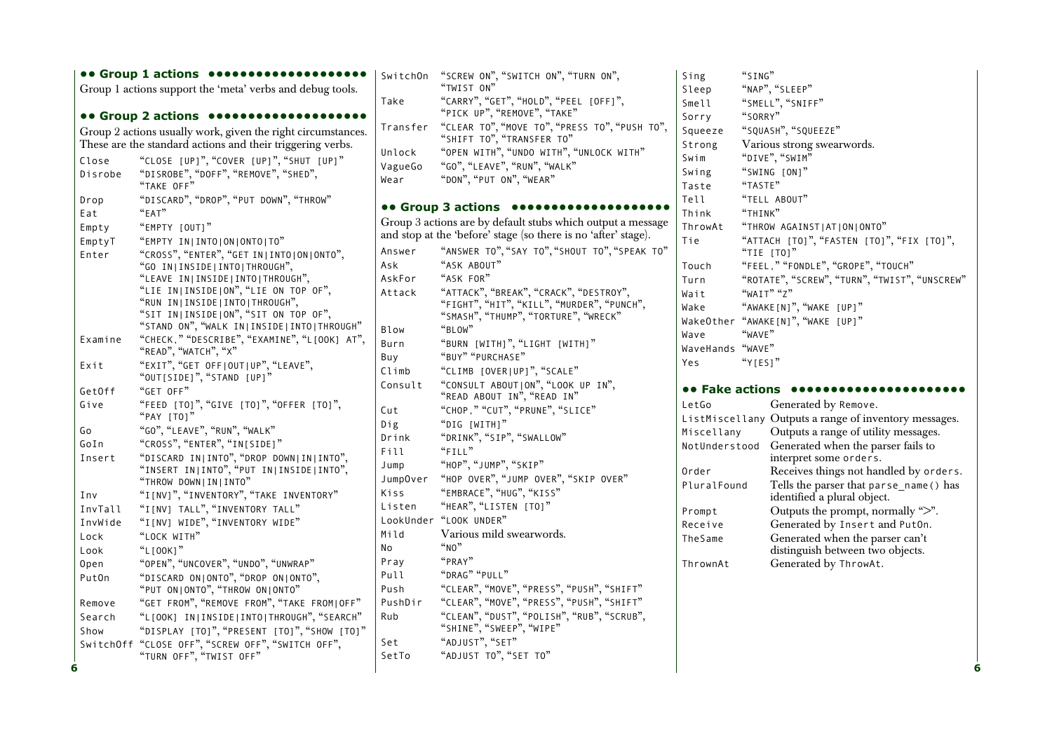## •• Group 1 actions

Group 1 actions support the 'meta' verbs and debug tools.

## •• Group 2 actions

Group 2 actions usually work, given the right circumstances. These are the standard actions and their triggering verbs.

| | |
|---|---|
| Close | "CLOSE [UP]", "COVER [UP]", "SHUT [UP]" |
| Disrobe | "DISROBE", "DOFF", "REMOVE", "SHED", "TAKE OFF" |
| Drop | "DISCARD", "DROP", "PUT DOWN", "THROW" |
| Eat | "EAT" |
| Empty | "EMPTY [OUT]" |
| EmptyT | "EMPTY IN\|INTO\|ON\|ONTO\|TO" |
| Enter | "CROSS", "ENTER", "GET IN\|INTO\|ON\|ONTO", "GO IN\|INSIDE\|INTO\|THROUGH", "LEAVE IN\|INSIDE\|INTO\|THROUGH", "LIE IN\|INSIDE\|ON", "LIE ON TOP OF", "RUN IN\|INSIDE\|INTO\|THROUGH", "SIT IN\|INSIDE\|ON", "SIT ON TOP OF", "STAND ON", "WALK IN\|INSIDE\|INTO\|THROUGH" |
| Examine | "CHECK," "DESCRIBE", "EXAMINE", "L[OOK] AT", "READ", "WATCH", "X" |
| Exit | "EXIT", "GET OFF\|OUT\|UP", "LEAVE", "OUT[SIDE]", "STAND [UP]" |
| GetOff | "GET OFF" |
| Give | "FEED [TO]", "GIVE [TO]", "OFFER [TO]", "PAY [TO]" |
| Go | "GO", "LEAVE", "RUN", "WALK" |
| GoIn | "CROSS", "ENTER", "IN[SIDE]" |
| Insert | "DISCARD IN\|INTO", "DROP DOWN\|IN\|INTO", "INSERT IN\|INTO", "PUT IN\|INSIDE\|INTO", "THROW DOWN\|IN\|INTO" |
| Inv | "I[NV]", "INVENTORY", "TAKE INVENTORY" |
| InvTall | "I[NV] TALL", "INVENTORY TALL" |
| InvWide | "I[NV] WIDE", "INVENTORY WIDE" |
| Lock | "LOCK WITH" |
| Look | "L[OOK]" |
| Open | "OPEN", "UNCOVER", "UNDO", "UNWRAP" |
| PutOn | "DISCARD ON\|ONTO", "DROP ON\|ONTO", "PUT ON\|ONTO", "THROW ON\|ONTO" |
| Remove | "GET FROM", "REMOVE FROM", "TAKE FROM\|OFF" |
| Search | "L[OOK] IN\|INSIDE\|INTO\|THROUGH", "SEARCH" |
| Show | "DISPLAY [TO]", "PRESENT [TO]", "SHOW [TO]" |
| SwitchOff | "CLOSE OFF", "SCREW OFF", "SWITCH OFF", "TURN OFF", "TWIST OFF" |
| SwitchOn | "SCREW ON", "SWITCH ON", "TURN ON", "TWIST ON" |
| Take | "CARRY", "GET", "HOLD", "PEEL [OFF]", "PICK UP", "REMOVE", "TAKE" |
| Transfer | "CLEAR TO", "MOVE TO", "PRESS TO", "PUSH TO", "SHIFT TO", "TRANSFER TO" |
| Unlock | "OPEN WITH", "UNDO WITH", "UNLOCK WITH" |
| VagueGo | "GO", "LEAVE", "RUN", "WALK" |
| Wear | "DON", "PUT ON", "WEAR" |

## •• Group 3 actions

Group 3 actions are by default stubs which output a message and stop at the 'before' stage (so there is no 'after' stage).

| | |
|---|---|
| Answer | "ANSWER TO", "SAY TO", "SHOUT TO", "SPEAK TO" |
| Ask | "ASK ABOUT" |
| AskFor | "ASK FOR" |
| Attack | "ATTACK", "BREAK", "CRACK", "DESTROY", "FIGHT", "HIT", "KILL", "MURDER", "PUNCH", "SMASH", "THUMP", "TORTURE", "WRECK" |
| Blow | "BLOW" |
| Burn | "BURN [WITH]", "LIGHT [WITH]" |
| Buy | "BUY" "PURCHASE" |
| Climb | "CLIMB [OVER\|UP]", "SCALE" |
| Consult | "CONSULT ABOUT\|ON", "LOOK UP IN", "READ ABOUT IN", "READ IN" |
| Cut | "CHOP," "CUT", "PRUNE", "SLICE" |
| Dig | "DIG [WITH]" |
| Drink | "DRINK", "SIP", "SWALLOW" |
| Fill | "FILL" |
| Jump | "HOP", "JUMP", "SKIP" |
| JumpOver | "HOP OVER", "JUMP OVER", "SKIP OVER" |
| Kiss | "EMBRACE", "HUG", "KISS" |
| Listen | "HEAR", "LISTEN [TO]" |
| LookUnder | "LOOK UNDER" |
| Mild | Various mild swearwords. |
| No | "NO" |
| Pray | "PRAY" |
| Pull | "DRAG" "PULL" |
| Push | "CLEAR", "MOVE", "PRESS", "PUSH", "SHIFT" |
| PushDir | "CLEAR", "MOVE", "PRESS", "PUSH", "SHIFT" |
| Rub | "CLEAN", "DUST", "POLISH", "RUB", "SCRUB", "SHINE", "SWEEP", "WIPE" |
| Set | "ADJUST", "SET" |
| SetTo | "ADJUST TO", "SET TO" |
| Sing | "SING" |
| Sleep | "NAP", "SLEEP" |
| Smell | "SMELL", "SNIFF" |
| Sorry | "SORRY" |
| Squeeze | "SQUASH", "SQUEEZE" |
| Strong | Various strong swearwords. |
| Swim | "DIVE", "SWIM" |
| Swing | "SWING [ON]" |
| Taste | "TASTE" |
| Tell | "TELL ABOUT" |
| Think | "THINK" |
| ThrowAt | "THROW AGAINST\|AT\|ON\|ONTO" |
| Tie | "ATTACH [TO]", "FASTEN [TO]", "FIX [TO]", "TIE [TO]" |
| Touch | "FEEL," "FONDLE", "GROPE", "TOUCH" |
| Turn | "ROTATE", "SCREW", "TURN", "TWIST", "UNSCREW" |
| Wait | "WAIT" "Z" |
| Wake | "AWAKE[N]", "WAKE [UP]" |
| WakeOther | "AWAKE[N]", "WAKE [UP]" |
| Wave | "WAVE" |
| WaveHands | "WAVE" |
| Yes | "Y[ES]" |

## •• Fake actions

| | |
|---|---|
| LetGo | Generated by Remove. |
| ListMiscellany | Outputs a range of inventory messages. |
| Miscellany | Outputs a range of utility messages. |
| NotUnderstood | Generated when the parser fails to interpret some orders. |
| Order | Receives things not handled by orders. |
| PluralFound | Tells the parser that parse_name() has identified a plural object. |
| Prompt | Outputs the prompt, normally ">". |
| Receive | Generated by Insert and PutOn. |
| TheSame | Generated when the parser can't distinguish between two objects. |
| ThrownAt | Generated by ThrowAt. |